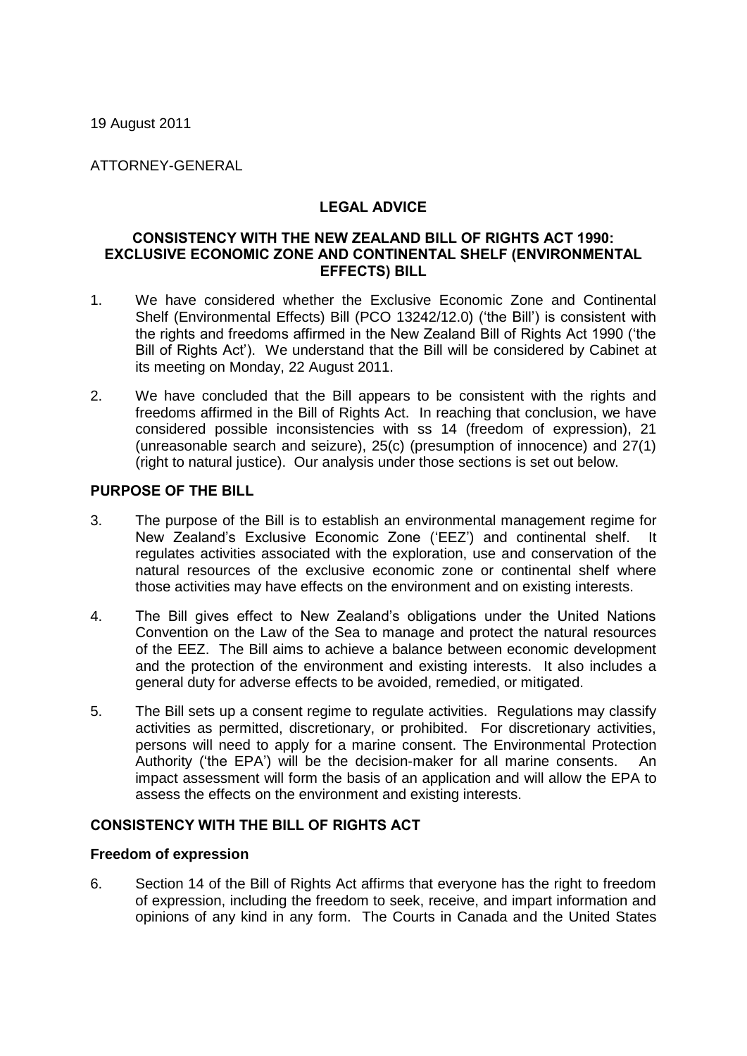19 August 2011

ATTORNEY-GENERAL

## LEGAL ADVICE

### CONSISTENCY WITH THE NEW ZEALAND BILL OF RIGHTS ACT 1990: EXCLUSIVE ECONOMIC ZONE AND CONTINENTAL SHELF (ENVIRONMENTAL EFFECTS) BILL

1. We have considered whether the Exclusive Economic Zone and Continental Shelf (Environmental Effects) Bill (PCO 13242/12.0) ('the Bill') is consistent with the rights and freedoms affirmed in the New Zealand Bill of Rights Act 1990 ('the Bill of Rights Act'). We understand that the Bill will be considered by Cabinet at its meeting on Monday, 22 August 2011.

2. We have concluded that the Bill appears to be consistent with the rights and freedoms affirmed in the Bill of Rights Act. In reaching that conclusion, we have considered possible inconsistencies with ss 14 (freedom of expression), 21 (unreasonable search and seizure), 25(c) (presumption of innocence) and 27(1) (right to natural justice). Our analysis under those sections is set out below.

### PURPOSE OF THE BILL

3. The purpose of the Bill is to establish an environmental management regime for New Zealand's Exclusive Economic Zone ('EEZ') and continental shelf. It regulates activities associated with the exploration, use and conservation of the natural resources of the exclusive economic zone or continental shelf where those activities may have effects on the environment and on existing interests.

4. The Bill gives effect to New Zealand's obligations under the United Nations Convention on the Law of the Sea to manage and protect the natural resources of the EEZ. The Bill aims to achieve a balance between economic development and the protection of the environment and existing interests. It also includes a general duty for adverse effects to be avoided, remedied, or mitigated.

5. The Bill sets up a consent regime to regulate activities. Regulations may classify activities as permitted, discretionary, or prohibited. For discretionary activities, persons will need to apply for a marine consent. The Environmental Protection Authority ('the EPA') will be the decision-maker for all marine consents. An impact assessment will form the basis of an application and will allow the EPA to assess the effects on the environment and existing interests.

### CONSISTENCY WITH THE BILL OF RIGHTS ACT

#### Freedom of expression

6. Section 14 of the Bill of Rights Act affirms that everyone has the right to freedom of expression, including the freedom to seek, receive, and impart information and opinions of any kind in any form. The Courts in Canada and the United States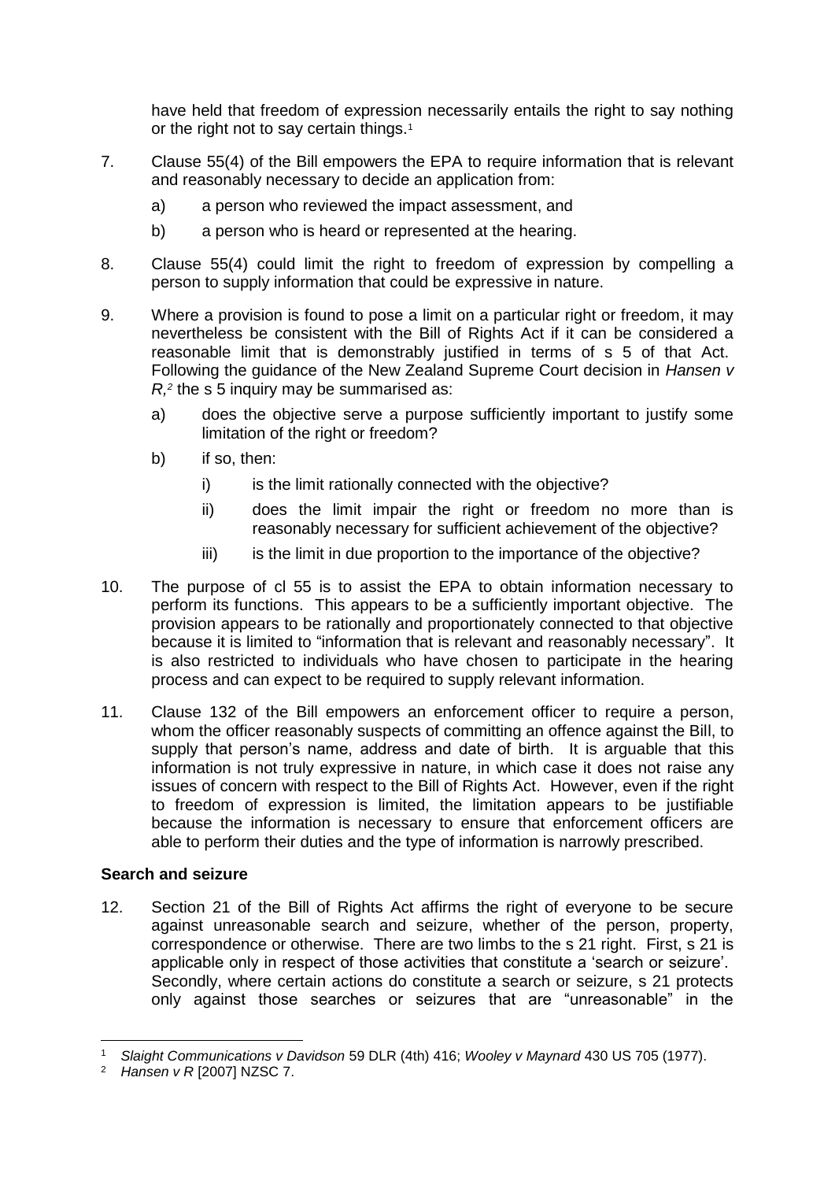have held that freedom of expression necessarily entails the right to say nothing or the right not to say certain things.[1]

7. Clause 55(4) of the Bill empowers the EPA to require information that is relevant and reasonably necessary to decide an application from:

   a) a person who reviewed the impact assessment, and

   b) a person who is heard or represented at the hearing.

8. Clause 55(4) could limit the right to freedom of expression by compelling a person to supply information that could be expressive in nature.

9. Where a provision is found to pose a limit on a particular right or freedom, it may nevertheless be consistent with the Bill of Rights Act if it can be considered a reasonable limit that is demonstrably justified in terms of s 5 of that Act. Following the guidance of the New Zealand Supreme Court decision in *Hansen v R,*[2] the s 5 inquiry may be summarised as:

   a) does the objective serve a purpose sufficiently important to justify some limitation of the right or freedom?

   b) if so, then:

      i) is the limit rationally connected with the objective?

      ii) does the limit impair the right or freedom no more than is reasonably necessary for sufficient achievement of the objective?

      iii) is the limit in due proportion to the importance of the objective?

10. The purpose of cl 55 is to assist the EPA to obtain information necessary to perform its functions. This appears to be a sufficiently important objective. The provision appears to be rationally and proportionately connected to that objective because it is limited to "information that is relevant and reasonably necessary". It is also restricted to individuals who have chosen to participate in the hearing process and can expect to be required to supply relevant information.

11. Clause 132 of the Bill empowers an enforcement officer to require a person, whom the officer reasonably suspects of committing an offence against the Bill, to supply that person's name, address and date of birth. It is arguable that this information is not truly expressive in nature, in which case it does not raise any issues of concern with respect to the Bill of Rights Act. However, even if the right to freedom of expression is limited, the limitation appears to be justifiable because the information is necessary to ensure that enforcement officers are able to perform their duties and the type of information is narrowly prescribed.

**Search and seizure**

12. Section 21 of the Bill of Rights Act affirms the right of everyone to be secure against unreasonable search and seizure, whether of the person, property, correspondence or otherwise. There are two limbs to the s 21 right. First, s 21 is applicable only in respect of those activities that constitute a 'search or seizure'. Secondly, where certain actions do constitute a search or seizure, s 21 protects only against those searches or seizures that are "unreasonable" in the

---

[1] *Slaight Communications v Davidson* 59 DLR (4th) 416; *Wooley v Maynard* 430 US 705 (1977).

[2] *Hansen v R* [2007] NZSC 7.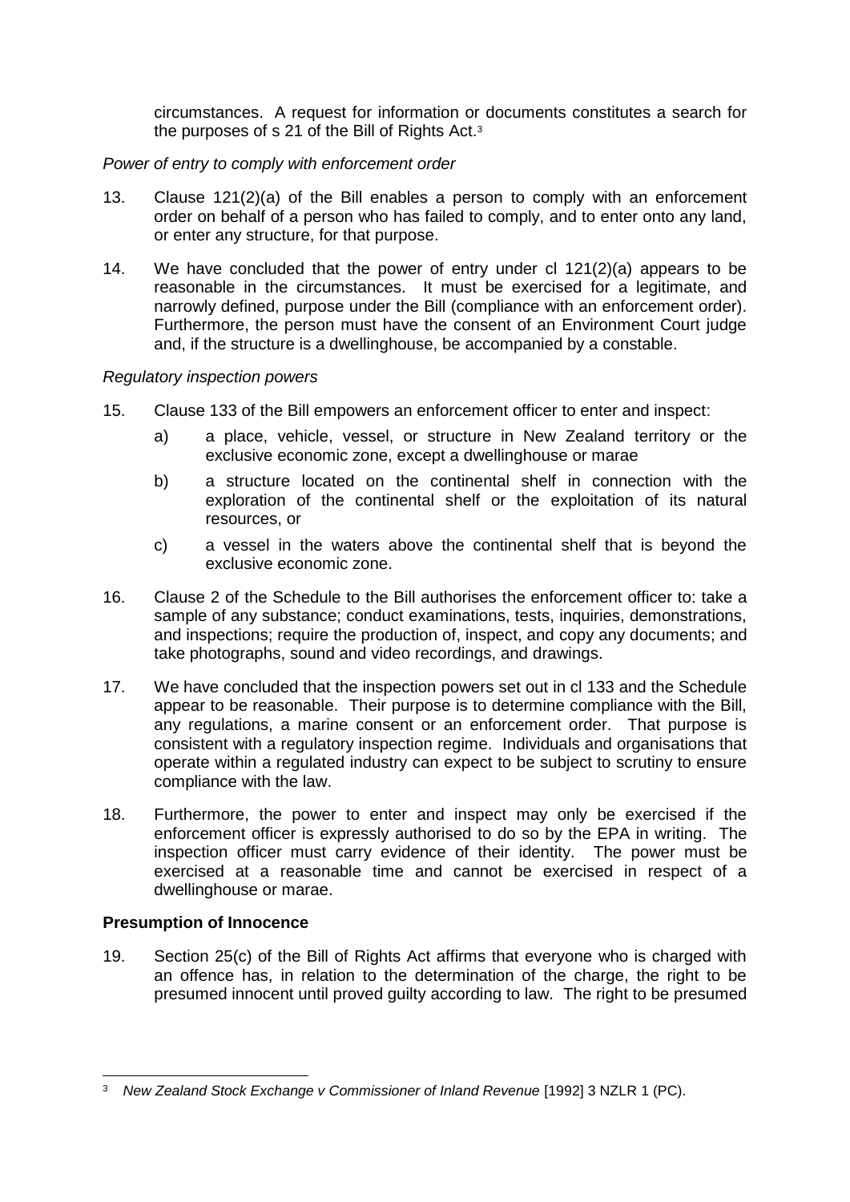circumstances. A request for information or documents constitutes a search for the purposes of s 21 of the Bill of Rights Act.[3]

*Power of entry to comply with enforcement order*

13. Clause 121(2)(a) of the Bill enables a person to comply with an enforcement order on behalf of a person who has failed to comply, and to enter onto any land, or enter any structure, for that purpose.

14. We have concluded that the power of entry under cl 121(2)(a) appears to be reasonable in the circumstances. It must be exercised for a legitimate, and narrowly defined, purpose under the Bill (compliance with an enforcement order). Furthermore, the person must have the consent of an Environment Court judge and, if the structure is a dwellinghouse, be accompanied by a constable.

*Regulatory inspection powers*

15. Clause 133 of the Bill empowers an enforcement officer to enter and inspect:

    a) a place, vehicle, vessel, or structure in New Zealand territory or the exclusive economic zone, except a dwellinghouse or marae

    b) a structure located on the continental shelf in connection with the exploration of the continental shelf or the exploitation of its natural resources, or

    c) a vessel in the waters above the continental shelf that is beyond the exclusive economic zone.

16. Clause 2 of the Schedule to the Bill authorises the enforcement officer to: take a sample of any substance; conduct examinations, tests, inquiries, demonstrations, and inspections; require the production of, inspect, and copy any documents; and take photographs, sound and video recordings, and drawings.

17. We have concluded that the inspection powers set out in cl 133 and the Schedule appear to be reasonable. Their purpose is to determine compliance with the Bill, any regulations, a marine consent or an enforcement order. That purpose is consistent with a regulatory inspection regime. Individuals and organisations that operate within a regulated industry can expect to be subject to scrutiny to ensure compliance with the law.

18. Furthermore, the power to enter and inspect may only be exercised if the enforcement officer is expressly authorised to do so by the EPA in writing. The inspection officer must carry evidence of their identity. The power must be exercised at a reasonable time and cannot be exercised in respect of a dwellinghouse or marae.

**Presumption of Innocence**

19. Section 25(c) of the Bill of Rights Act affirms that everyone who is charged with an offence has, in relation to the determination of the charge, the right to be presumed innocent until proved guilty according to law. The right to be presumed

---

[3] *New Zealand Stock Exchange v Commissioner of Inland Revenue* [1992] 3 NZLR 1 (PC).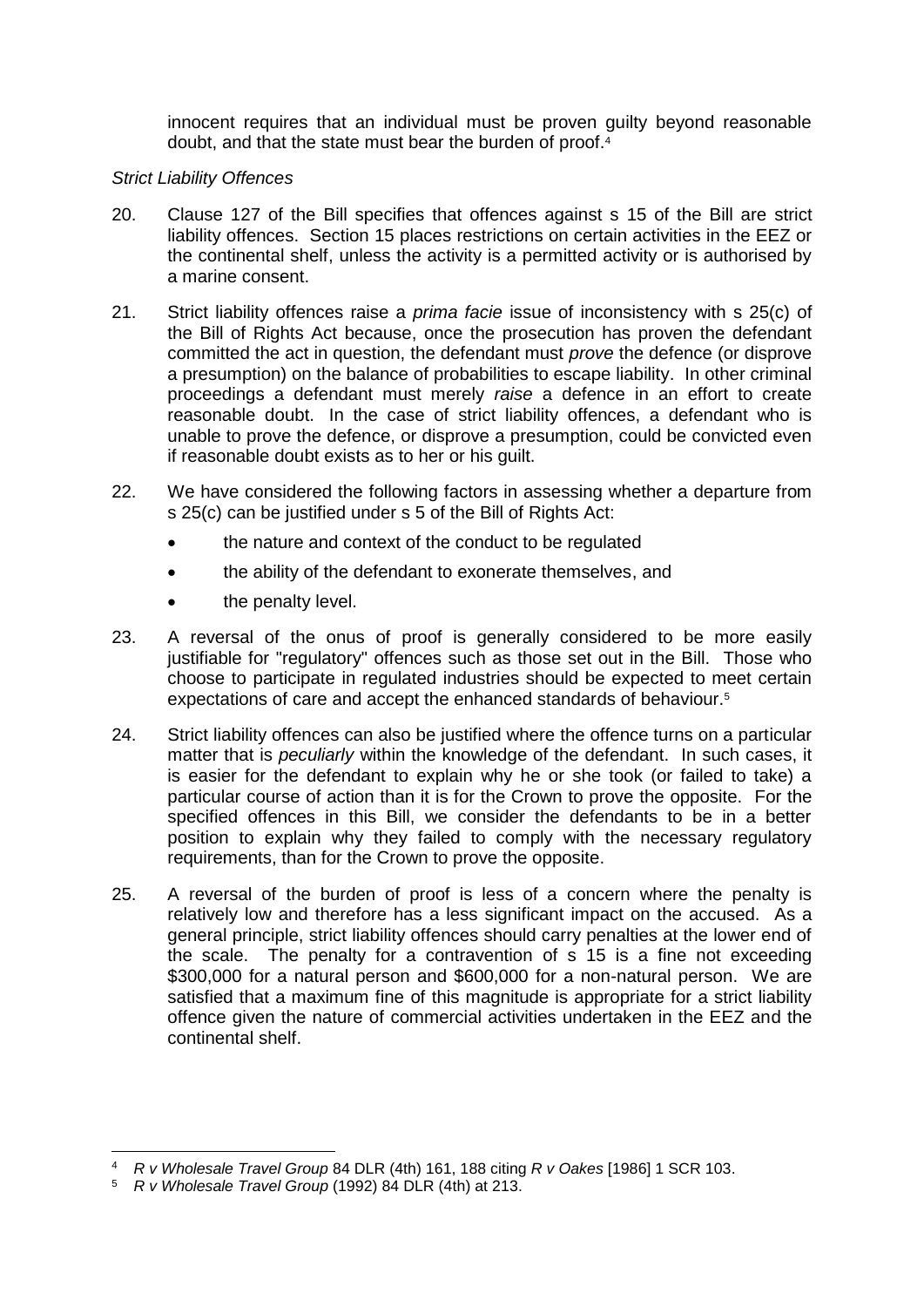innocent requires that an individual must be proven guilty beyond reasonable doubt, and that the state must bear the burden of proof.[4]

*Strict Liability Offences*

20. Clause 127 of the Bill specifies that offences against s 15 of the Bill are strict liability offences. Section 15 places restrictions on certain activities in the EEZ or the continental shelf, unless the activity is a permitted activity or is authorised by a marine consent.

21. Strict liability offences raise a *prima facie* issue of inconsistency with s 25(c) of the Bill of Rights Act because, once the prosecution has proven the defendant committed the act in question, the defendant must *prove* the defence (or disprove a presumption) on the balance of probabilities to escape liability. In other criminal proceedings a defendant must merely *raise* a defence in an effort to create reasonable doubt. In the case of strict liability offences, a defendant who is unable to prove the defence, or disprove a presumption, could be convicted even if reasonable doubt exists as to her or his guilt.

22. We have considered the following factors in assessing whether a departure from s 25(c) can be justified under s 5 of the Bill of Rights Act:
    - the nature and context of the conduct to be regulated
    - the ability of the defendant to exonerate themselves, and
    - the penalty level.

23. A reversal of the onus of proof is generally considered to be more easily justifiable for "regulatory" offences such as those set out in the Bill. Those who choose to participate in regulated industries should be expected to meet certain expectations of care and accept the enhanced standards of behaviour.[5]

24. Strict liability offences can also be justified where the offence turns on a particular matter that is *peculiarly* within the knowledge of the defendant. In such cases, it is easier for the defendant to explain why he or she took (or failed to take) a particular course of action than it is for the Crown to prove the opposite. For the specified offences in this Bill, we consider the defendants to be in a better position to explain why they failed to comply with the necessary regulatory requirements, than for the Crown to prove the opposite.

25. A reversal of the burden of proof is less of a concern where the penalty is relatively low and therefore has a less significant impact on the accused. As a general principle, strict liability offences should carry penalties at the lower end of the scale. The penalty for a contravention of s 15 is a fine not exceeding \$300,000 for a natural person and \$600,000 for a non-natural person. We are satisfied that a maximum fine of this magnitude is appropriate for a strict liability offence given the nature of commercial activities undertaken in the EEZ and the continental shelf.

---

[4] *R v Wholesale Travel Group* 84 DLR (4th) 161, 188 citing *R v Oakes* [1986] 1 SCR 103.

[5] *R v Wholesale Travel Group* (1992) 84 DLR (4th) at 213.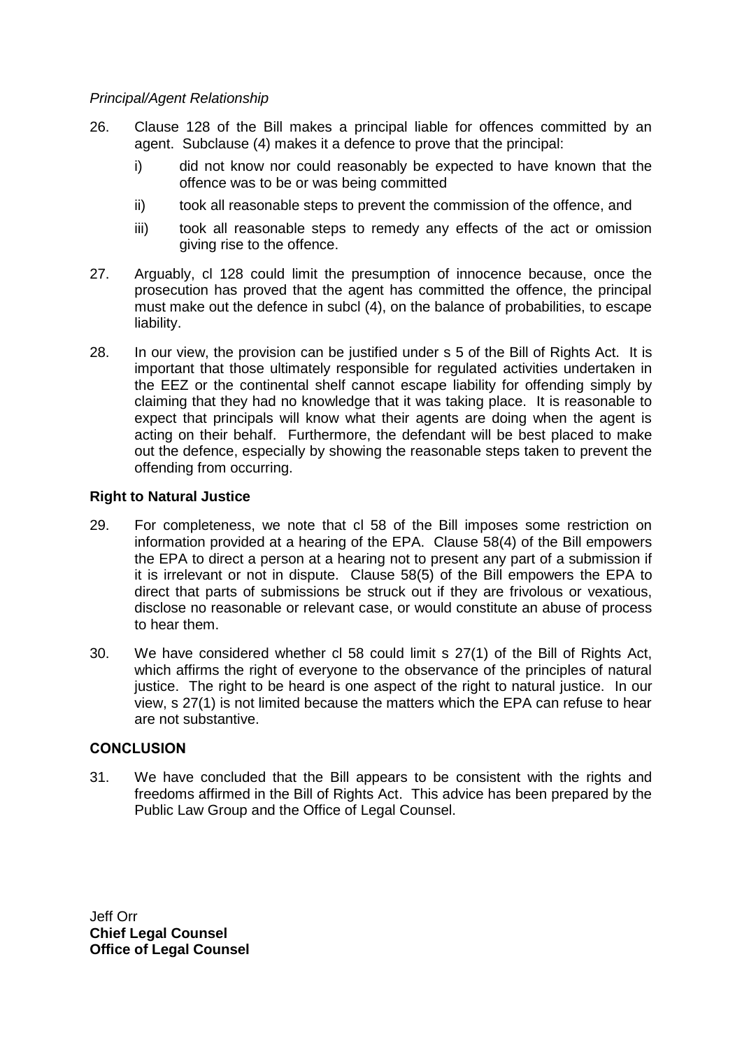*Principal/Agent Relationship*

26. Clause 128 of the Bill makes a principal liable for offences committed by an agent. Subclause (4) makes it a defence to prove that the principal:

    i) did not know nor could reasonably be expected to have known that the offence was to be or was being committed

    ii) took all reasonable steps to prevent the commission of the offence, and

    iii) took all reasonable steps to remedy any effects of the act or omission giving rise to the offence.

27. Arguably, cl 128 could limit the presumption of innocence because, once the prosecution has proved that the agent has committed the offence, the principal must make out the defence in subcl (4), on the balance of probabilities, to escape liability.

28. In our view, the provision can be justified under s 5 of the Bill of Rights Act. It is important that those ultimately responsible for regulated activities undertaken in the EEZ or the continental shelf cannot escape liability for offending simply by claiming that they had no knowledge that it was taking place. It is reasonable to expect that principals will know what their agents are doing when the agent is acting on their behalf. Furthermore, the defendant will be best placed to make out the defence, especially by showing the reasonable steps taken to prevent the offending from occurring.

**Right to Natural Justice**

29. For completeness, we note that cl 58 of the Bill imposes some restriction on information provided at a hearing of the EPA. Clause 58(4) of the Bill empowers the EPA to direct a person at a hearing not to present any part of a submission if it is irrelevant or not in dispute. Clause 58(5) of the Bill empowers the EPA to direct that parts of submissions be struck out if they are frivolous or vexatious, disclose no reasonable or relevant case, or would constitute an abuse of process to hear them.

30. We have considered whether cl 58 could limit s 27(1) of the Bill of Rights Act, which affirms the right of everyone to the observance of the principles of natural justice. The right to be heard is one aspect of the right to natural justice. In our view, s 27(1) is not limited because the matters which the EPA can refuse to hear are not substantive.

**CONCLUSION**

31. We have concluded that the Bill appears to be consistent with the rights and freedoms affirmed in the Bill of Rights Act. This advice has been prepared by the Public Law Group and the Office of Legal Counsel.

Jeff Orr
**Chief Legal Counsel**
**Office of Legal Counsel**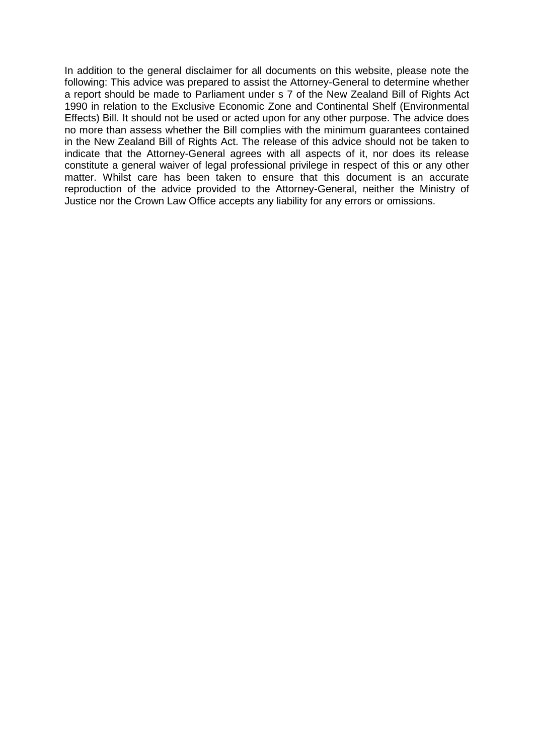In addition to the general disclaimer for all documents on this website, please note the following: This advice was prepared to assist the Attorney-General to determine whether a report should be made to Parliament under s 7 of the New Zealand Bill of Rights Act 1990 in relation to the Exclusive Economic Zone and Continental Shelf (Environmental Effects) Bill. It should not be used or acted upon for any other purpose. The advice does no more than assess whether the Bill complies with the minimum guarantees contained in the New Zealand Bill of Rights Act. The release of this advice should not be taken to indicate that the Attorney-General agrees with all aspects of it, nor does its release constitute a general waiver of legal professional privilege in respect of this or any other matter. Whilst care has been taken to ensure that this document is an accurate reproduction of the advice provided to the Attorney-General, neither the Ministry of Justice nor the Crown Law Office accepts any liability for any errors or omissions.